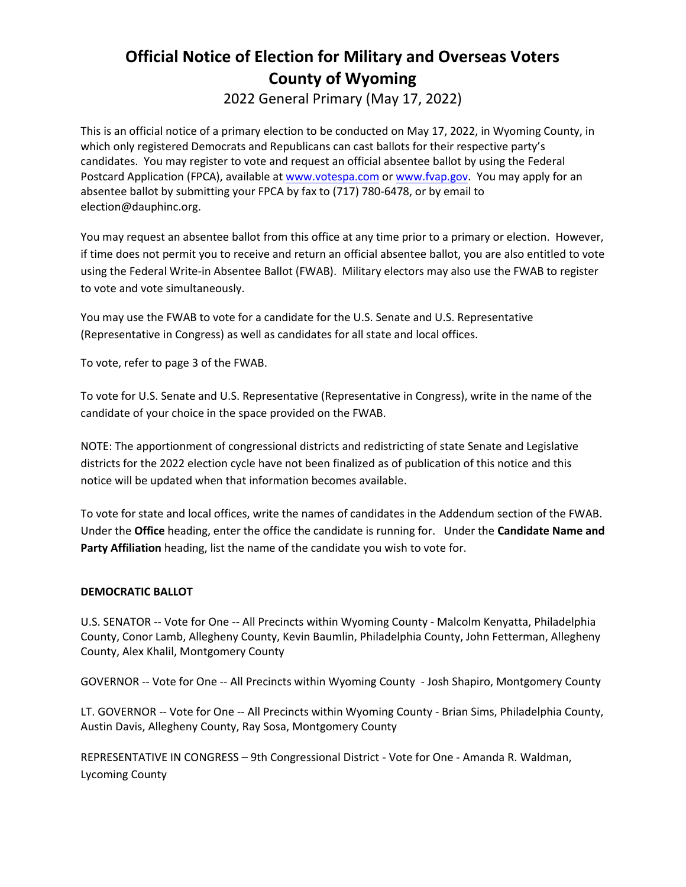# Official Notice of Election for Military and Overseas Voters County of Wyoming

2022 General Primary (May 17, 2022)

This is an official notice of a primary election to be conducted on May 17, 2022, in Wyoming County, in which only registered Democrats and Republicans can cast ballots for their respective party's candidates. You may register to vote and request an official absentee ballot by using the Federal Postcard Application (FPCA), available at www.votespa.com or www.fvap.gov. You may apply for an absentee ballot by submitting your FPCA by fax to (717) 780-6478, or by email to election@dauphinc.org.

You may request an absentee ballot from this office at any time prior to a primary or election. However, if time does not permit you to receive and return an official absentee ballot, you are also entitled to vote using the Federal Write-in Absentee Ballot (FWAB). Military electors may also use the FWAB to register to vote and vote simultaneously.

You may use the FWAB to vote for a candidate for the U.S. Senate and U.S. Representative (Representative in Congress) as well as candidates for all state and local offices.

To vote, refer to page 3 of the FWAB.

To vote for U.S. Senate and U.S. Representative (Representative in Congress), write in the name of the candidate of your choice in the space provided on the FWAB.

NOTE: The apportionment of congressional districts and redistricting of state Senate and Legislative districts for the 2022 election cycle have not been finalized as of publication of this notice and this notice will be updated when that information becomes available.

To vote for state and local offices, write the names of candidates in the Addendum section of the FWAB. Under the **Office** heading, enter the office the candidate is running for. Under the **Candidate Name and Party Affiliation** heading, list the name of the candidate you wish to vote for.

**DEMOCRATIC BALLOT**

U.S. SENATOR -- Vote for One -- All Precincts within Wyoming County - Malcolm Kenyatta, Philadelphia County, Conor Lamb, Allegheny County, Kevin Baumlin, Philadelphia County, John Fetterman, Allegheny County, Alex Khalil, Montgomery County

GOVERNOR -- Vote for One -- All Precincts within Wyoming County - Josh Shapiro, Montgomery County

LT. GOVERNOR -- Vote for One -- All Precincts within Wyoming County - Brian Sims, Philadelphia County, Austin Davis, Allegheny County, Ray Sosa, Montgomery County

REPRESENTATIVE IN CONGRESS – 9th Congressional District - Vote for One - Amanda R. Waldman, Lycoming County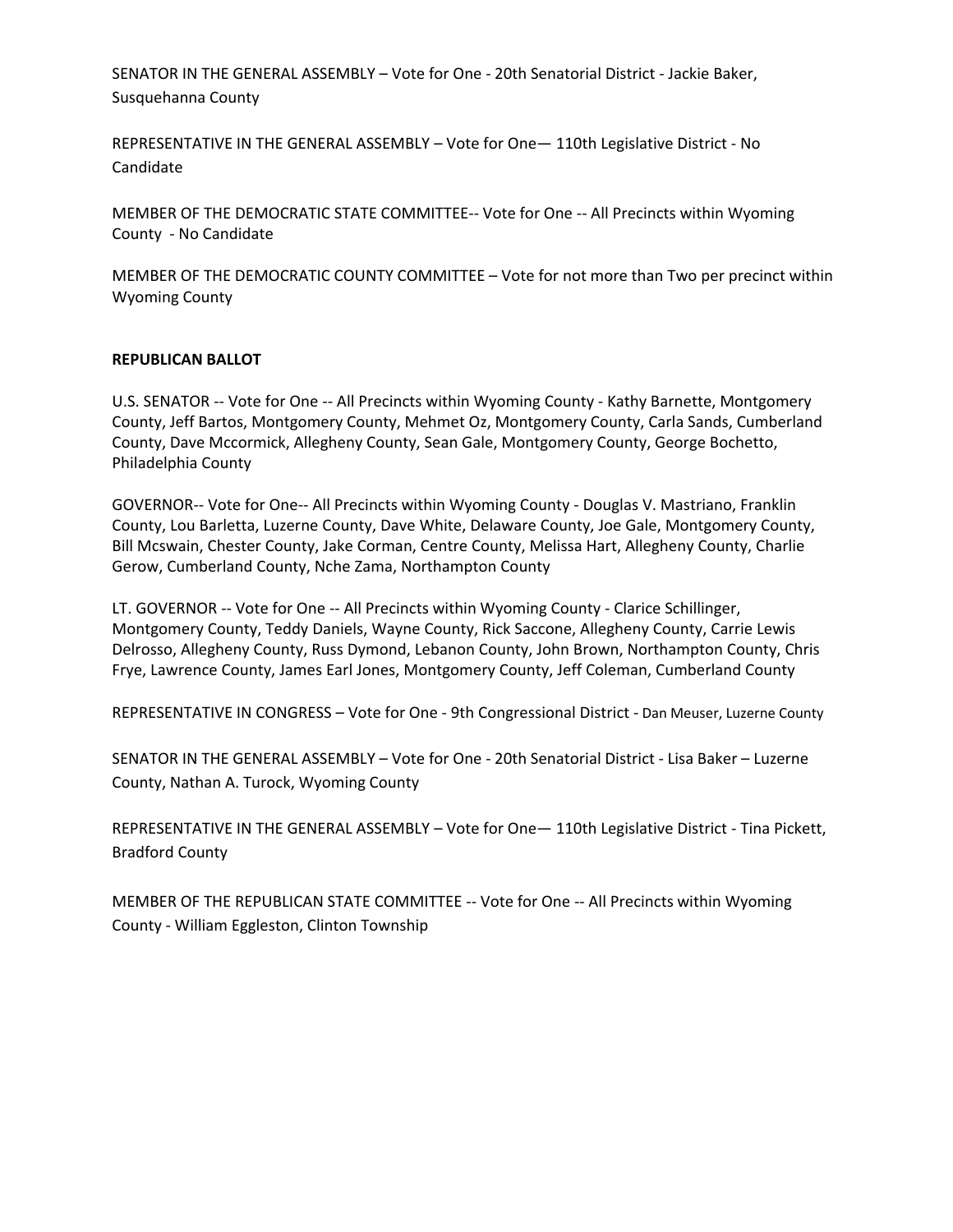SENATOR IN THE GENERAL ASSEMBLY – Vote for One - 20th Senatorial District - Jackie Baker, Susquehanna County

REPRESENTATIVE IN THE GENERAL ASSEMBLY – Vote for One— 110th Legislative District - No Candidate

MEMBER OF THE DEMOCRATIC STATE COMMITTEE-- Vote for One -- All Precincts within Wyoming County - No Candidate

MEMBER OF THE DEMOCRATIC COUNTY COMMITTEE – Vote for not more than Two per precinct within Wyoming County

**REPUBLICAN BALLOT**

U.S. SENATOR -- Vote for One -- All Precincts within Wyoming County - Kathy Barnette, Montgomery County, Jeff Bartos, Montgomery County, Mehmet Oz, Montgomery County, Carla Sands, Cumberland County, Dave Mccormick, Allegheny County, Sean Gale, Montgomery County, George Bochetto, Philadelphia County

GOVERNOR-- Vote for One-- All Precincts within Wyoming County - Douglas V. Mastriano, Franklin County, Lou Barletta, Luzerne County, Dave White, Delaware County, Joe Gale, Montgomery County, Bill Mcswain, Chester County, Jake Corman, Centre County, Melissa Hart, Allegheny County, Charlie Gerow, Cumberland County, Nche Zama, Northampton County

LT. GOVERNOR -- Vote for One -- All Precincts within Wyoming County - Clarice Schillinger, Montgomery County, Teddy Daniels, Wayne County, Rick Saccone, Allegheny County, Carrie Lewis Delrosso, Allegheny County, Russ Dymond, Lebanon County, John Brown, Northampton County, Chris Frye, Lawrence County, James Earl Jones, Montgomery County, Jeff Coleman, Cumberland County

REPRESENTATIVE IN CONGRESS – Vote for One - 9th Congressional District - Dan Meuser, Luzerne County

SENATOR IN THE GENERAL ASSEMBLY – Vote for One - 20th Senatorial District - Lisa Baker – Luzerne County, Nathan A. Turock, Wyoming County

REPRESENTATIVE IN THE GENERAL ASSEMBLY – Vote for One— 110th Legislative District - Tina Pickett, Bradford County

MEMBER OF THE REPUBLICAN STATE COMMITTEE -- Vote for One -- All Precincts within Wyoming County - William Eggleston, Clinton Township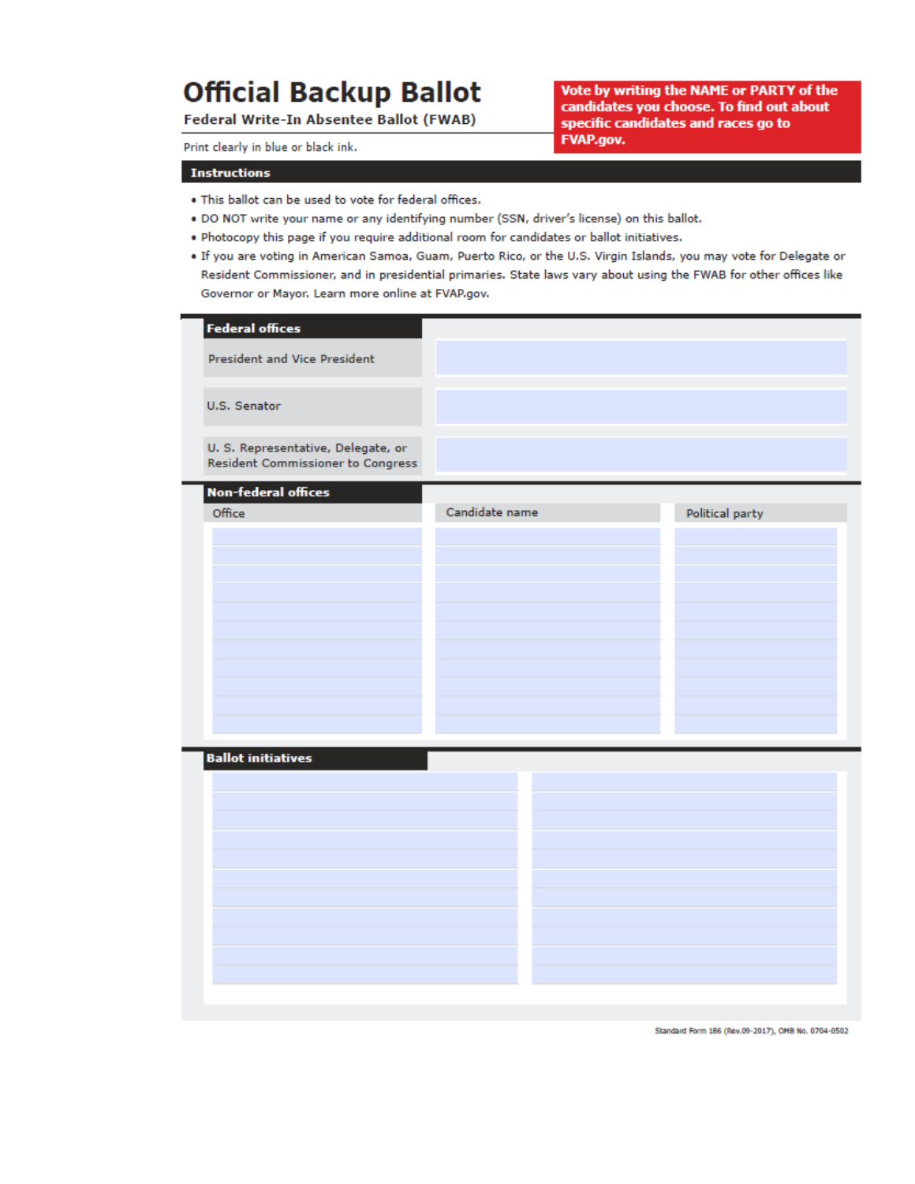# Official Backup Ballot

**Federal Write-In Absentee Ballot (FWAB)**

Print clearly in blue or black ink.

**Vote by writing the NAME or PARTY of the candidates you choose. To find out about specific candidates and races go to FVAP.gov.**

## Instructions

- This ballot can be used to vote for federal offices.
- DO NOT write your name or any identifying number (SSN, driver's license) on this ballot.
- Photocopy this page if you require additional room for candidates or ballot initiatives.
- If you are voting in American Samoa, Guam, Puerto Rico, or the U.S. Virgin Islands, you may vote for Delegate or Resident Commissioner, and in presidential primaries. State laws vary about using the FWAB for other offices like Governor or Mayor. Learn more online at FVAP.gov.

## Federal offices

| | |
|---|---|
| President and Vice President | |
| U.S. Senator | |
| U. S. Representative, Delegate, or Resident Commissioner to Congress | |

## Non-federal offices

| Office | Candidate name | Political party |
|---|---|---|
| | | |
| | | |
| | | |
| | | |
| | | |
| | | |
| | | |
| | | |
| | | |
| | | |
| | | |

## Ballot initiatives

| | |
|---|---|
| | |
| | |
| | |
| | |
| | |
| | |
| | |
| | |
| | |
| | |
| | |

Standard Form 186 (Rev.09-2017), OMB No. 0704-0502